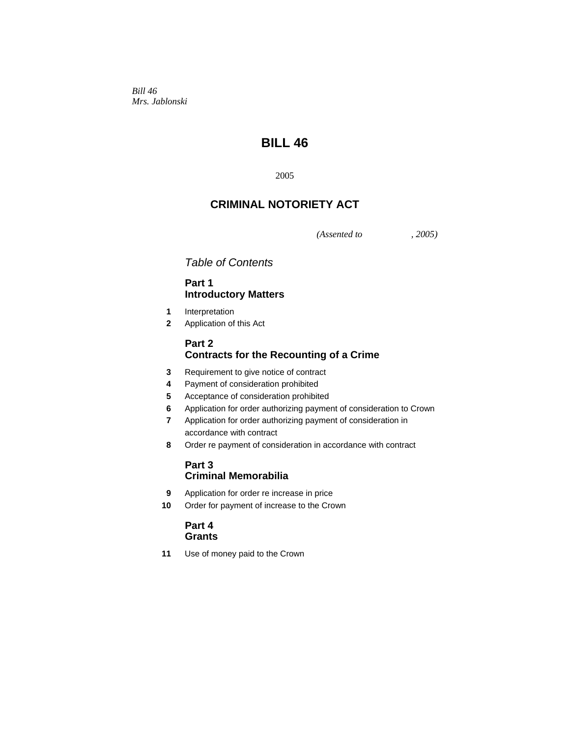*Bill 46*
*Mrs. Jablonski*

# BILL 46

2005

## CRIMINAL NOTORIETY ACT

*(Assented to , 2005)*

*Table of Contents*

**Part 1**
**Introductory Matters**

- **1** Interpretation
- **2** Application of this Act

**Part 2**
**Contracts for the Recounting of a Crime**

- **3** Requirement to give notice of contract
- **4** Payment of consideration prohibited
- **5** Acceptance of consideration prohibited
- **6** Application for order authorizing payment of consideration to Crown
- **7** Application for order authorizing payment of consideration in accordance with contract
- **8** Order re payment of consideration in accordance with contract

**Part 3**
**Criminal Memorabilia**

- **9** Application for order re increase in price
- **10** Order for payment of increase to the Crown

**Part 4**
**Grants**

- **11** Use of money paid to the Crown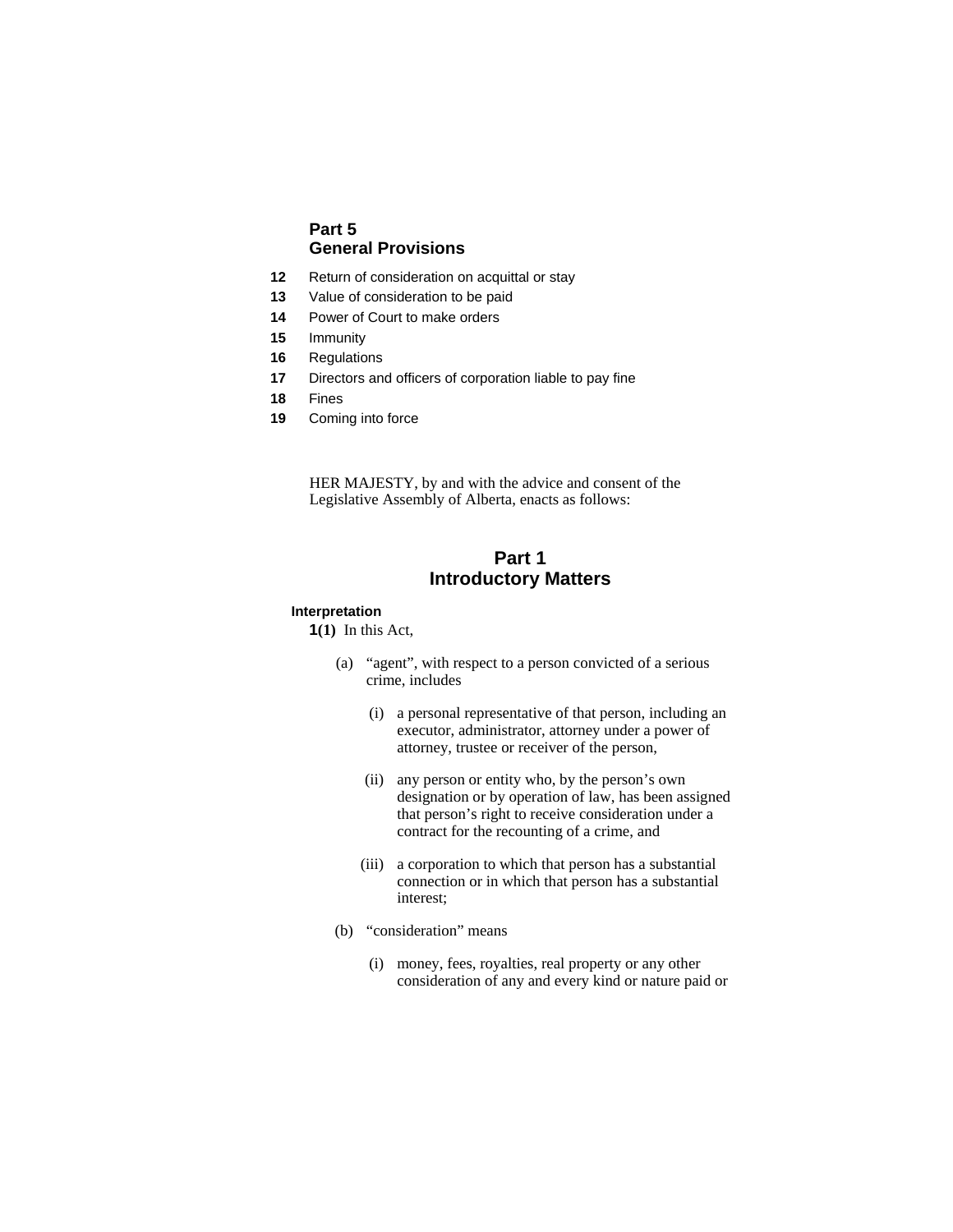**Part 5**
**General Provisions**

12 Return of consideration on acquittal or stay
13 Value of consideration to be paid
14 Power of Court to make orders
15 Immunity
16 Regulations
17 Directors and officers of corporation liable to pay fine
18 Fines
19 Coming into force

HER MAJESTY, by and with the advice and consent of the Legislative Assembly of Alberta, enacts as follows:

## Part 1
## Introductory Matters

**Interpretation**

**1(1)** In this Act,

(a) "agent", with respect to a person convicted of a serious crime, includes

(i) a personal representative of that person, including an executor, administrator, attorney under a power of attorney, trustee or receiver of the person,

(ii) any person or entity who, by the person's own designation or by operation of law, has been assigned that person's right to receive consideration under a contract for the recounting of a crime, and

(iii) a corporation to which that person has a substantial connection or in which that person has a substantial interest;

(b) "consideration" means

(i) money, fees, royalties, real property or any other consideration of any and every kind or nature paid or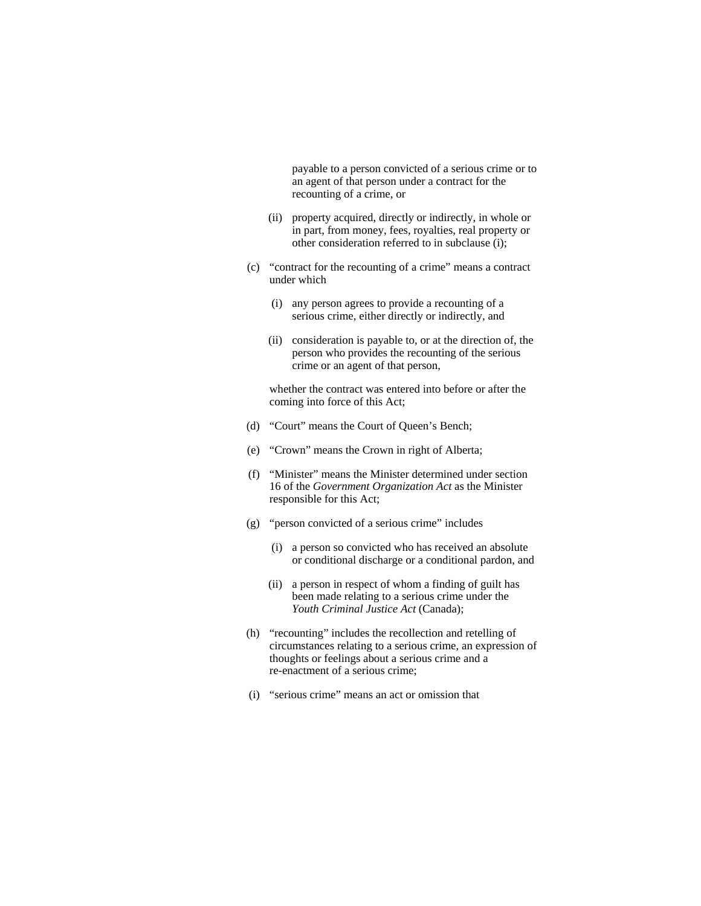payable to a person convicted of a serious crime or to an agent of that person under a contract for the recounting of a crime, or

(ii) property acquired, directly or indirectly, in whole or in part, from money, fees, royalties, real property or other consideration referred to in subclause (i);

(c) "contract for the recounting of a crime" means a contract under which

(i) any person agrees to provide a recounting of a serious crime, either directly or indirectly, and

(ii) consideration is payable to, or at the direction of, the person who provides the recounting of the serious crime or an agent of that person,

whether the contract was entered into before or after the coming into force of this Act;

(d) "Court" means the Court of Queen's Bench;

(e) "Crown" means the Crown in right of Alberta;

(f) "Minister" means the Minister determined under section 16 of the *Government Organization Act* as the Minister responsible for this Act;

(g) "person convicted of a serious crime" includes

(i) a person so convicted who has received an absolute or conditional discharge or a conditional pardon, and

(ii) a person in respect of whom a finding of guilt has been made relating to a serious crime under the *Youth Criminal Justice Act* (Canada);

(h) "recounting" includes the recollection and retelling of circumstances relating to a serious crime, an expression of thoughts or feelings about a serious crime and a re-enactment of a serious crime;

(i) "serious crime" means an act or omission that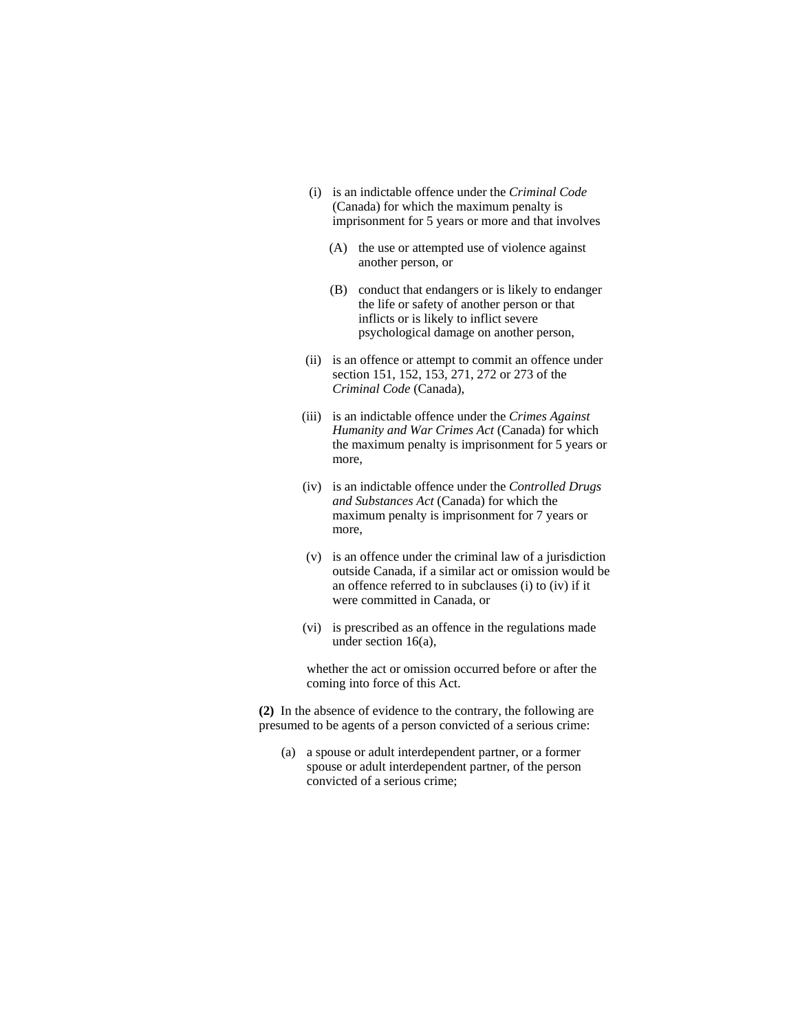(i) is an indictable offence under the *Criminal Code* (Canada) for which the maximum penalty is imprisonment for 5 years or more and that involves

(A) the use or attempted use of violence against another person, or

(B) conduct that endangers or is likely to endanger the life or safety of another person or that inflicts or is likely to inflict severe psychological damage on another person,

(ii) is an offence or attempt to commit an offence under section 151, 152, 153, 271, 272 or 273 of the *Criminal Code* (Canada),

(iii) is an indictable offence under the *Crimes Against Humanity and War Crimes Act* (Canada) for which the maximum penalty is imprisonment for 5 years or more,

(iv) is an indictable offence under the *Controlled Drugs and Substances Act* (Canada) for which the maximum penalty is imprisonment for 7 years or more,

(v) is an offence under the criminal law of a jurisdiction outside Canada, if a similar act or omission would be an offence referred to in subclauses (i) to (iv) if it were committed in Canada, or

(vi) is prescribed as an offence in the regulations made under section 16(a),

whether the act or omission occurred before or after the coming into force of this Act.

**(2)** In the absence of evidence to the contrary, the following are presumed to be agents of a person convicted of a serious crime:

(a) a spouse or adult interdependent partner, or a former spouse or adult interdependent partner, of the person convicted of a serious crime;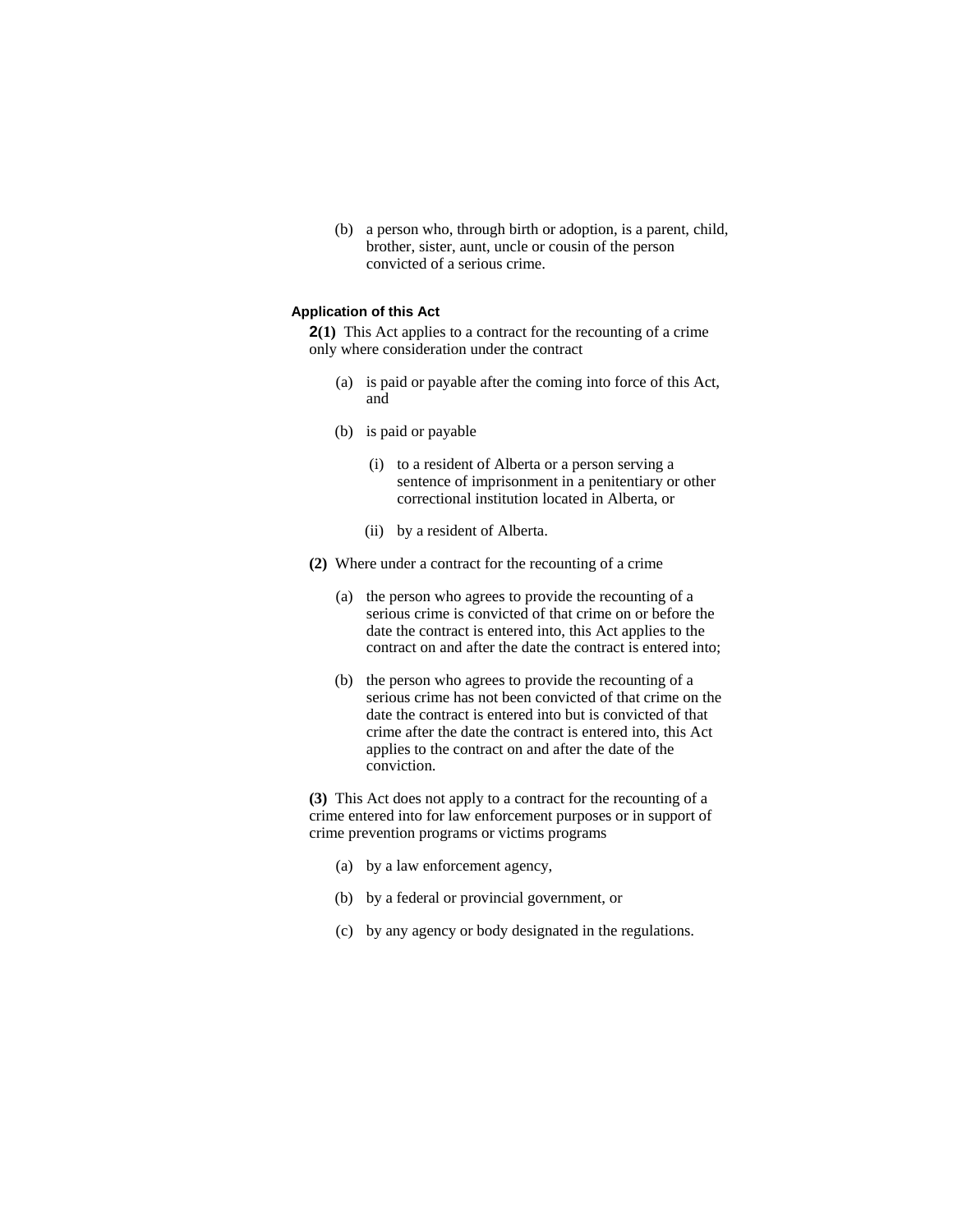(b) a person who, through birth or adoption, is a parent, child, brother, sister, aunt, uncle or cousin of the person convicted of a serious crime.

#### Application of this Act

**2(1)** This Act applies to a contract for the recounting of a crime only where consideration under the contract

(a) is paid or payable after the coming into force of this Act, and

(b) is paid or payable

(i) to a resident of Alberta or a person serving a sentence of imprisonment in a penitentiary or other correctional institution located in Alberta, or

(ii) by a resident of Alberta.

**(2)** Where under a contract for the recounting of a crime

(a) the person who agrees to provide the recounting of a serious crime is convicted of that crime on or before the date the contract is entered into, this Act applies to the contract on and after the date the contract is entered into;

(b) the person who agrees to provide the recounting of a serious crime has not been convicted of that crime on the date the contract is entered into but is convicted of that crime after the date the contract is entered into, this Act applies to the contract on and after the date of the conviction.

**(3)** This Act does not apply to a contract for the recounting of a crime entered into for law enforcement purposes or in support of crime prevention programs or victims programs

(a) by a law enforcement agency,

(b) by a federal or provincial government, or

(c) by any agency or body designated in the regulations.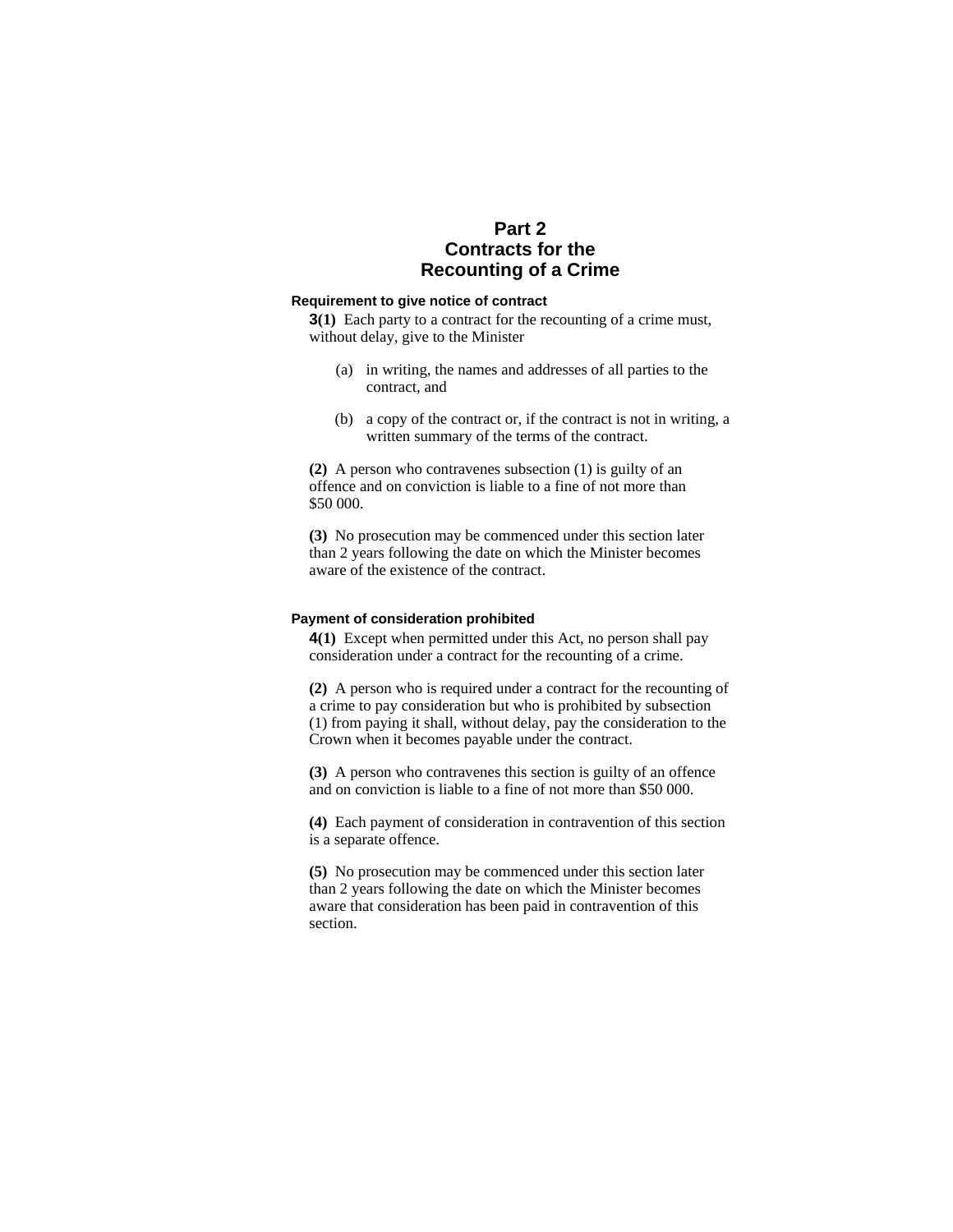# Part 2 Contracts for the Recounting of a Crime

### Requirement to give notice of contract

**3(1)** Each party to a contract for the recounting of a crime must, without delay, give to the Minister

(a) in writing, the names and addresses of all parties to the contract, and

(b) a copy of the contract or, if the contract is not in writing, a written summary of the terms of the contract.

**(2)** A person who contravenes subsection (1) is guilty of an offence and on conviction is liable to a fine of not more than $50 000.

**(3)** No prosecution may be commenced under this section later than 2 years following the date on which the Minister becomes aware of the existence of the contract.

### Payment of consideration prohibited

**4(1)** Except when permitted under this Act, no person shall pay consideration under a contract for the recounting of a crime.

**(2)** A person who is required under a contract for the recounting of a crime to pay consideration but who is prohibited by subsection (1) from paying it shall, without delay, pay the consideration to the Crown when it becomes payable under the contract.

**(3)** A person who contravenes this section is guilty of an offence and on conviction is liable to a fine of not more than $50 000.

**(4)** Each payment of consideration in contravention of this section is a separate offence.

**(5)** No prosecution may be commenced under this section later than 2 years following the date on which the Minister becomes aware that consideration has been paid in contravention of this section.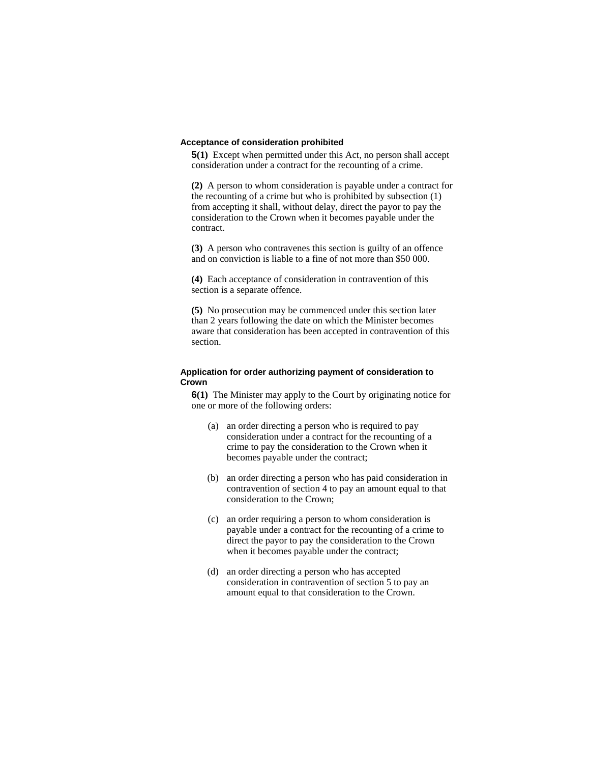### Acceptance of consideration prohibited

**5(1)** Except when permitted under this Act, no person shall accept consideration under a contract for the recounting of a crime.

**(2)** A person to whom consideration is payable under a contract for the recounting of a crime but who is prohibited by subsection (1) from accepting it shall, without delay, direct the payor to pay the consideration to the Crown when it becomes payable under the contract.

**(3)** A person who contravenes this section is guilty of an offence and on conviction is liable to a fine of not more than $50 000.

**(4)** Each acceptance of consideration in contravention of this section is a separate offence.

**(5)** No prosecution may be commenced under this section later than 2 years following the date on which the Minister becomes aware that consideration has been accepted in contravention of this section.

### Application for order authorizing payment of consideration to Crown

**6(1)** The Minister may apply to the Court by originating notice for one or more of the following orders:

- (a) an order directing a person who is required to pay consideration under a contract for the recounting of a crime to pay the consideration to the Crown when it becomes payable under the contract;
- (b) an order directing a person who has paid consideration in contravention of section 4 to pay an amount equal to that consideration to the Crown;
- (c) an order requiring a person to whom consideration is payable under a contract for the recounting of a crime to direct the payor to pay the consideration to the Crown when it becomes payable under the contract;
- (d) an order directing a person who has accepted consideration in contravention of section 5 to pay an amount equal to that consideration to the Crown.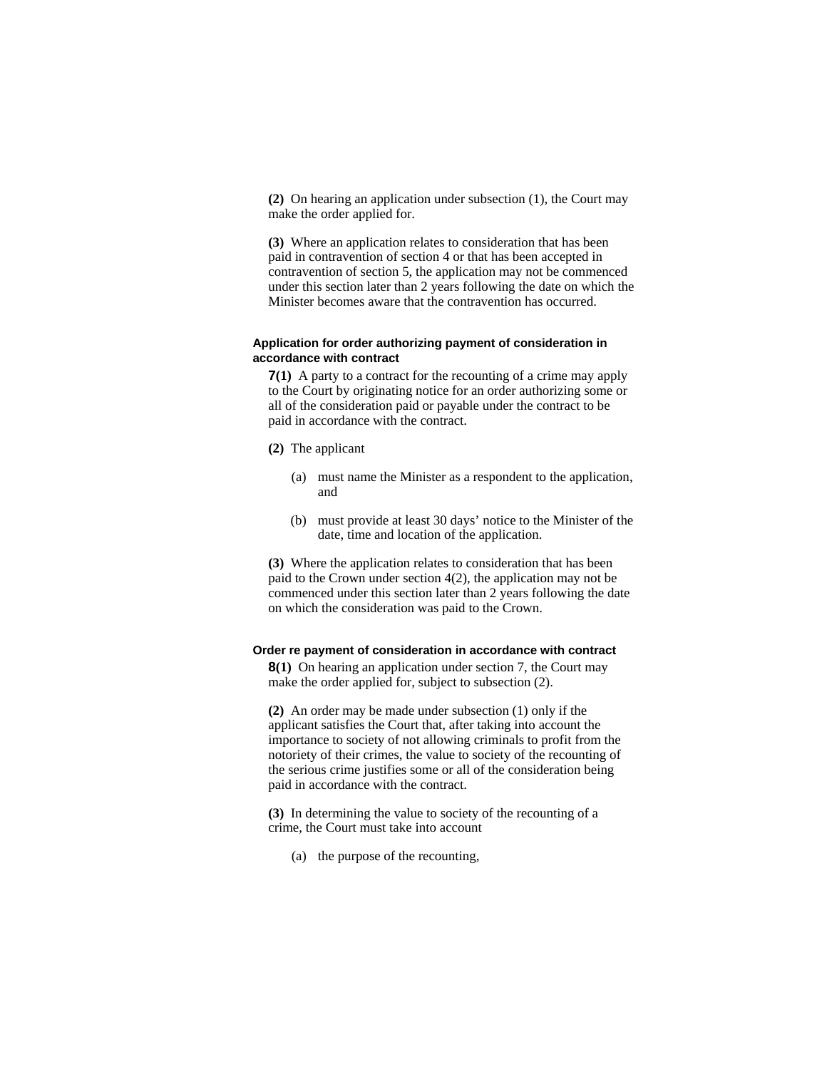**(2)** On hearing an application under subsection (1), the Court may make the order applied for.

**(3)** Where an application relates to consideration that has been paid in contravention of section 4 or that has been accepted in contravention of section 5, the application may not be commenced under this section later than 2 years following the date on which the Minister becomes aware that the contravention has occurred.

#### Application for order authorizing payment of consideration in accordance with contract

**7(1)** A party to a contract for the recounting of a crime may apply to the Court by originating notice for an order authorizing some or all of the consideration paid or payable under the contract to be paid in accordance with the contract.

**(2)** The applicant

(a) must name the Minister as a respondent to the application, and

(b) must provide at least 30 days' notice to the Minister of the date, time and location of the application.

**(3)** Where the application relates to consideration that has been paid to the Crown under section 4(2), the application may not be commenced under this section later than 2 years following the date on which the consideration was paid to the Crown.

#### Order re payment of consideration in accordance with contract

**8(1)** On hearing an application under section 7, the Court may make the order applied for, subject to subsection (2).

**(2)** An order may be made under subsection (1) only if the applicant satisfies the Court that, after taking into account the importance to society of not allowing criminals to profit from the notoriety of their crimes, the value to society of the recounting of the serious crime justifies some or all of the consideration being paid in accordance with the contract.

**(3)** In determining the value to society of the recounting of a crime, the Court must take into account

(a) the purpose of the recounting,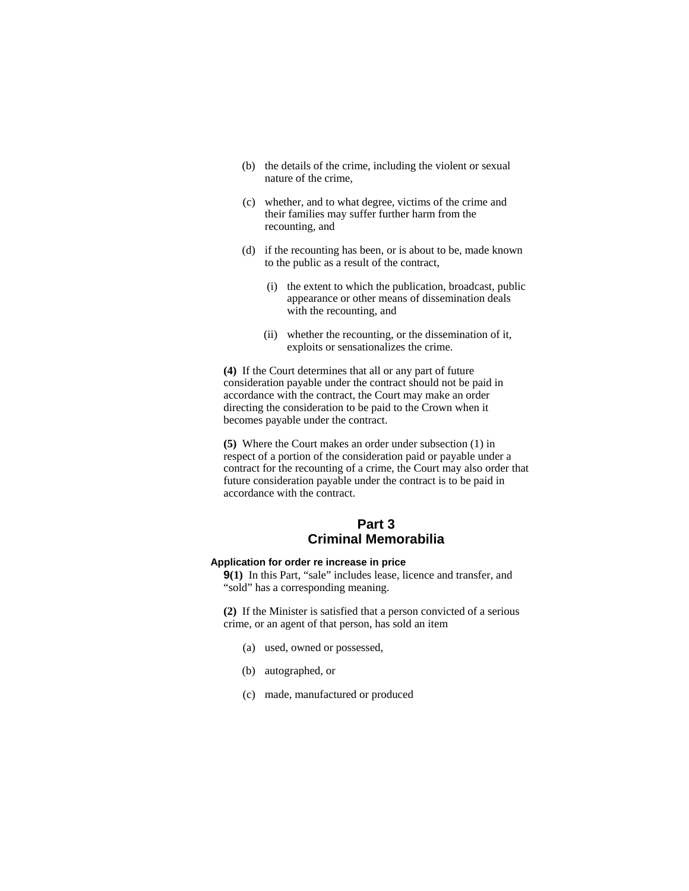(b) the details of the crime, including the violent or sexual nature of the crime,

(c) whether, and to what degree, victims of the crime and their families may suffer further harm from the recounting, and

(d) if the recounting has been, or is about to be, made known to the public as a result of the contract,

(i) the extent to which the publication, broadcast, public appearance or other means of dissemination deals with the recounting, and

(ii) whether the recounting, or the dissemination of it, exploits or sensationalizes the crime.

**(4)** If the Court determines that all or any part of future consideration payable under the contract should not be paid in accordance with the contract, the Court may make an order directing the consideration to be paid to the Crown when it becomes payable under the contract.

**(5)** Where the Court makes an order under subsection (1) in respect of a portion of the consideration paid or payable under a contract for the recounting of a crime, the Court may also order that future consideration payable under the contract is to be paid in accordance with the contract.

## Part 3
## Criminal Memorabilia

#### Application for order re increase in price

**9(1)** In this Part, “sale” includes lease, licence and transfer, and “sold” has a corresponding meaning.

**(2)** If the Minister is satisfied that a person convicted of a serious crime, or an agent of that person, has sold an item

(a) used, owned or possessed,

(b) autographed, or

(c) made, manufactured or produced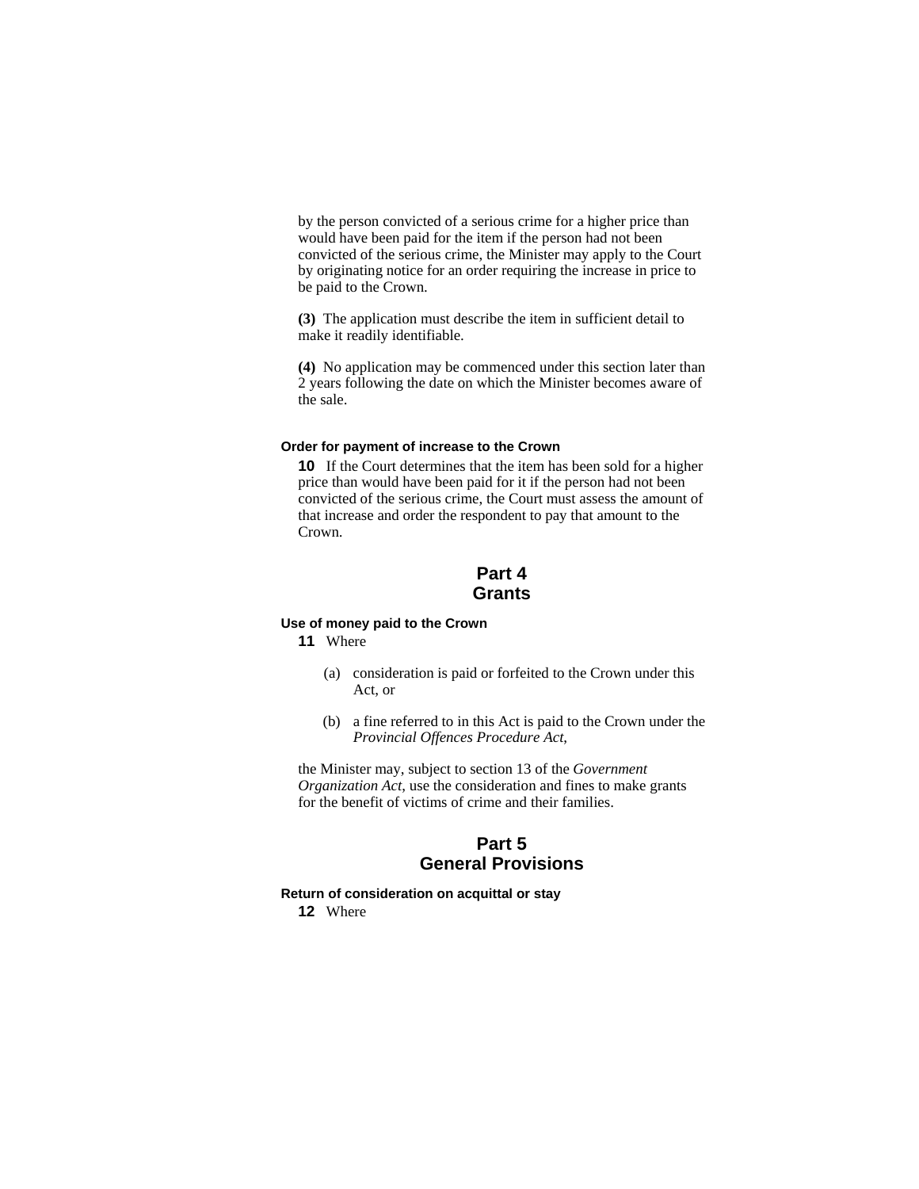by the person convicted of a serious crime for a higher price than would have been paid for the item if the person had not been convicted of the serious crime, the Minister may apply to the Court by originating notice for an order requiring the increase in price to be paid to the Crown.

**(3)** The application must describe the item in sufficient detail to make it readily identifiable.

**(4)** No application may be commenced under this section later than 2 years following the date on which the Minister becomes aware of the sale.

#### Order for payment of increase to the Crown

**10** If the Court determines that the item has been sold for a higher price than would have been paid for it if the person had not been convicted of the serious crime, the Court must assess the amount of that increase and order the respondent to pay that amount to the Crown.

## Part 4 Grants

#### Use of money paid to the Crown

**11** Where

(a) consideration is paid or forfeited to the Crown under this Act, or

(b) a fine referred to in this Act is paid to the Crown under the *Provincial Offences Procedure Act*,

the Minister may, subject to section 13 of the *Government Organization Act*, use the consideration and fines to make grants for the benefit of victims of crime and their families.

## Part 5 General Provisions

#### Return of consideration on acquittal or stay

**12** Where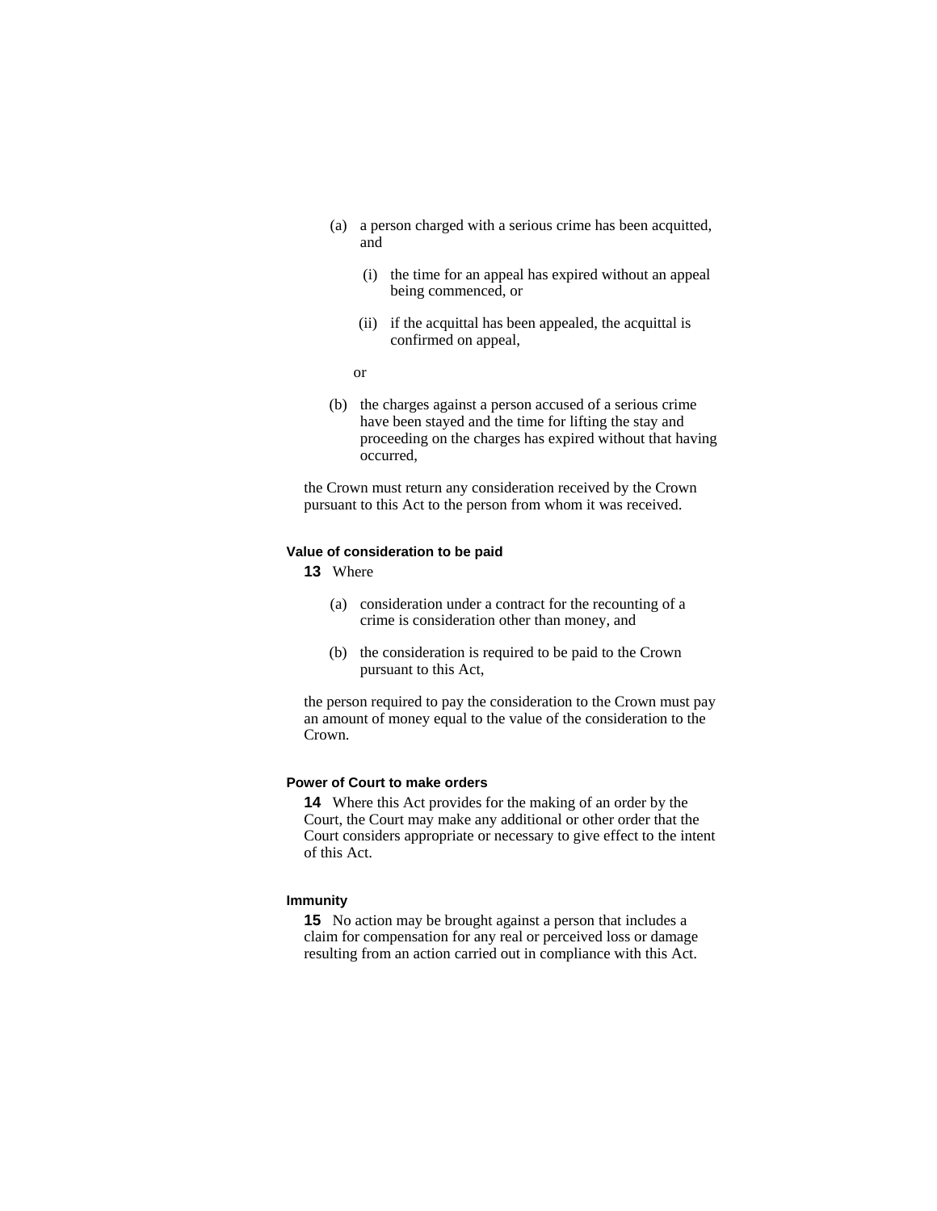(a) a person charged with a serious crime has been acquitted, and

   (i) the time for an appeal has expired without an appeal being commenced, or

   (ii) if the acquittal has been appealed, the acquittal is confirmed on appeal,

   or

(b) the charges against a person accused of a serious crime have been stayed and the time for lifting the stay and proceeding on the charges has expired without that having occurred,

the Crown must return any consideration received by the Crown pursuant to this Act to the person from whom it was received.

#### Value of consideration to be paid

**13** Where

(a) consideration under a contract for the recounting of a crime is consideration other than money, and

(b) the consideration is required to be paid to the Crown pursuant to this Act,

the person required to pay the consideration to the Crown must pay an amount of money equal to the value of the consideration to the Crown.

#### Power of Court to make orders

**14** Where this Act provides for the making of an order by the Court, the Court may make any additional or other order that the Court considers appropriate or necessary to give effect to the intent of this Act.

#### Immunity

**15** No action may be brought against a person that includes a claim for compensation for any real or perceived loss or damage resulting from an action carried out in compliance with this Act.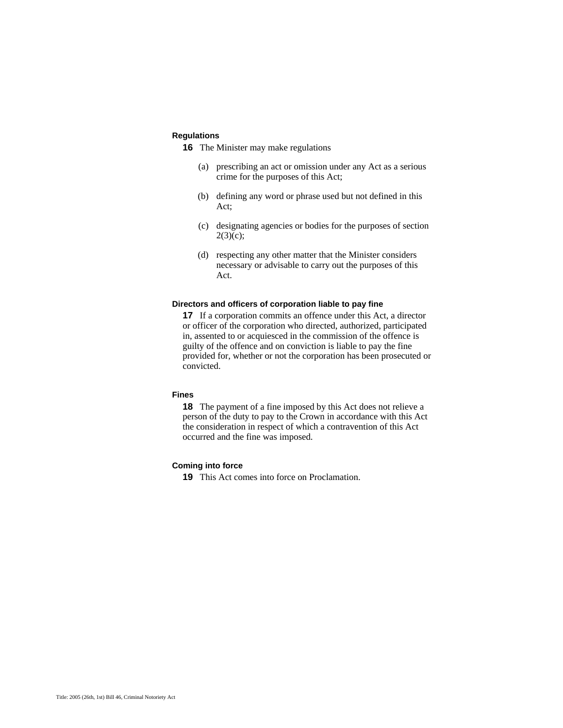#### Regulations

**16** The Minister may make regulations

(a) prescribing an act or omission under any Act as a serious crime for the purposes of this Act;

(b) defining any word or phrase used but not defined in this Act;

(c) designating agencies or bodies for the purposes of section 2(3)(c);

(d) respecting any other matter that the Minister considers necessary or advisable to carry out the purposes of this Act.

#### Directors and officers of corporation liable to pay fine

**17** If a corporation commits an offence under this Act, a director or officer of the corporation who directed, authorized, participated in, assented to or acquiesced in the commission of the offence is guilty of the offence and on conviction is liable to pay the fine provided for, whether or not the corporation has been prosecuted or convicted.

#### Fines

**18** The payment of a fine imposed by this Act does not relieve a person of the duty to pay to the Crown in accordance with this Act the consideration in respect of which a contravention of this Act occurred and the fine was imposed.

#### Coming into force

**19** This Act comes into force on Proclamation.